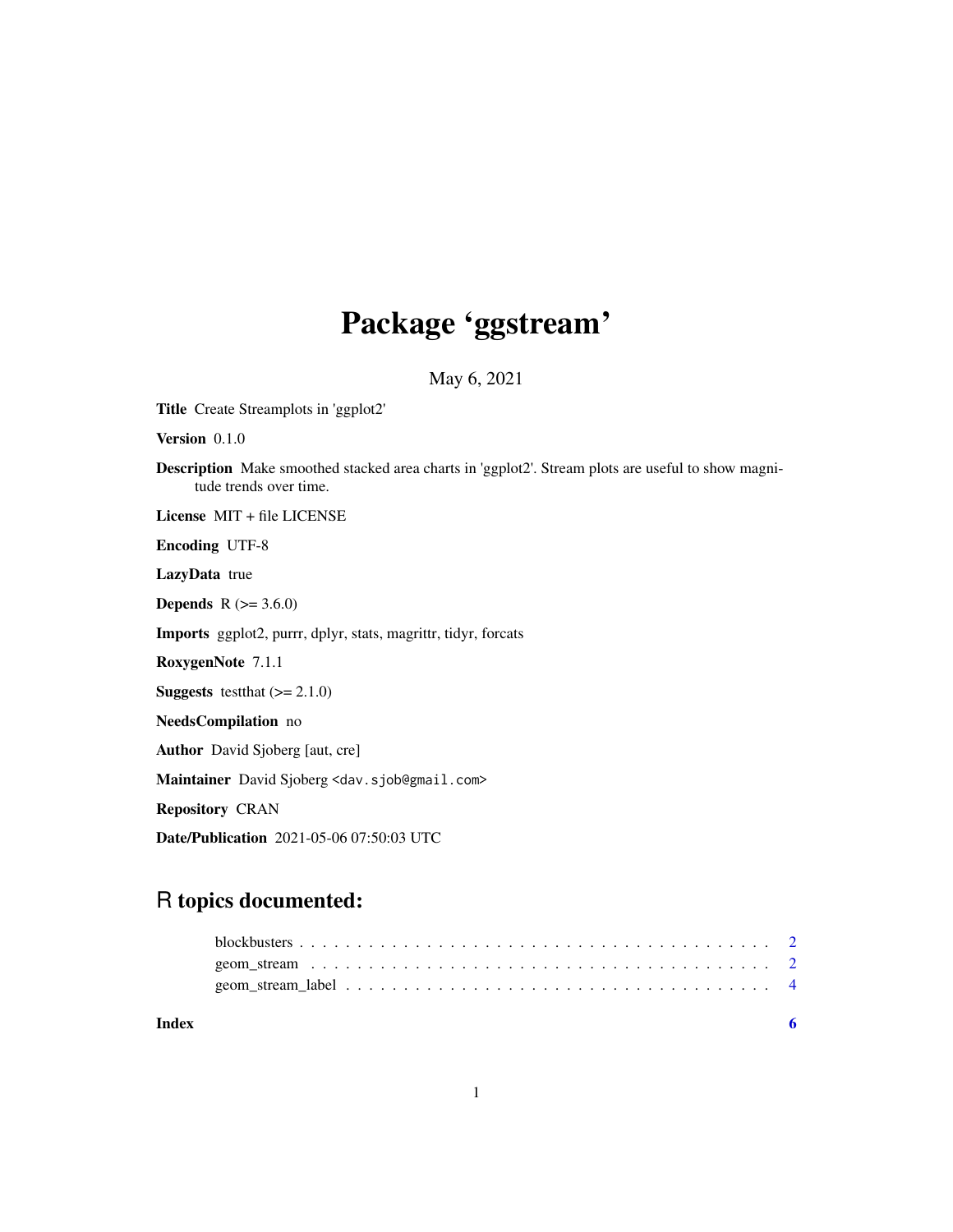# Package 'ggstream'

May 6, 2021

**Title** Create Streamplots in 'ggplot2'

**Version** 0.1.0

**Description** Make smoothed stacked area charts in 'ggplot2'. Stream plots are useful to show magnitude trends over time.

**License** MIT + file LICENSE

**Encoding** UTF-8

**LazyData** true

**Depends** R (>= 3.6.0)

**Imports** ggplot2, purrr, dplyr, stats, magrittr, tidyr, forcats

**RoxygenNote** 7.1.1

**Suggests** testthat (>= 2.1.0)

**NeedsCompilation** no

**Author** David Sjoberg [aut, cre]

**Maintainer** David Sjoberg <dav.sjob@gmail.com>

**Repository** CRAN

**Date/Publication** 2021-05-06 07:50:03 UTC

## R topics documented:

- blockbusters . . . . . . . . . . . . . . . . . . . . . . . . . . . . . . . . . . . . . . . . 2
- geom_stream . . . . . . . . . . . . . . . . . . . . . . . . . . . . . . . . . . . . . . . . 2
- geom_stream_label . . . . . . . . . . . . . . . . . . . . . . . . . . . . . . . . . . . . . 4

**Index** 6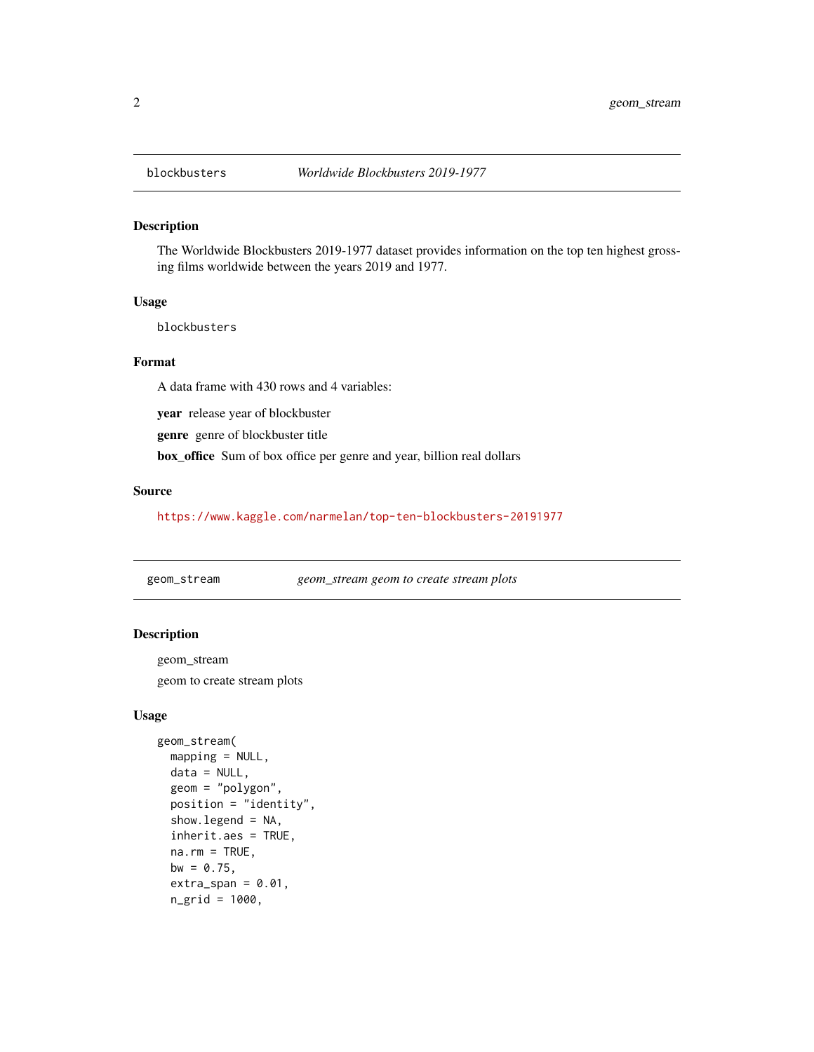## blockbusters *Worldwide Blockbusters 2019-1977*

### Description

The Worldwide Blockbusters 2019-1977 dataset provides information on the top ten highest grossing films worldwide between the years 2019 and 1977.

### Usage

```
blockbusters
```

### Format

A data frame with 430 rows and 4 variables:

**year** release year of blockbuster

**genre** genre of blockbuster title

**box_office** Sum of box office per genre and year, billion real dollars

### Source

https://www.kaggle.com/narmelan/top-ten-blockbusters-20191977

## geom_stream *geom_stream geom to create stream plots*

### Description

geom_stream

geom to create stream plots

### Usage

```
geom_stream(
  mapping = NULL,
  data = NULL,
  geom = "polygon",
  position = "identity",
  show.legend = NA,
  inherit.aes = TRUE,
  na.rm = TRUE,
  bw = 0.75,
  extra_span = 0.01,
  n_grid = 1000,
```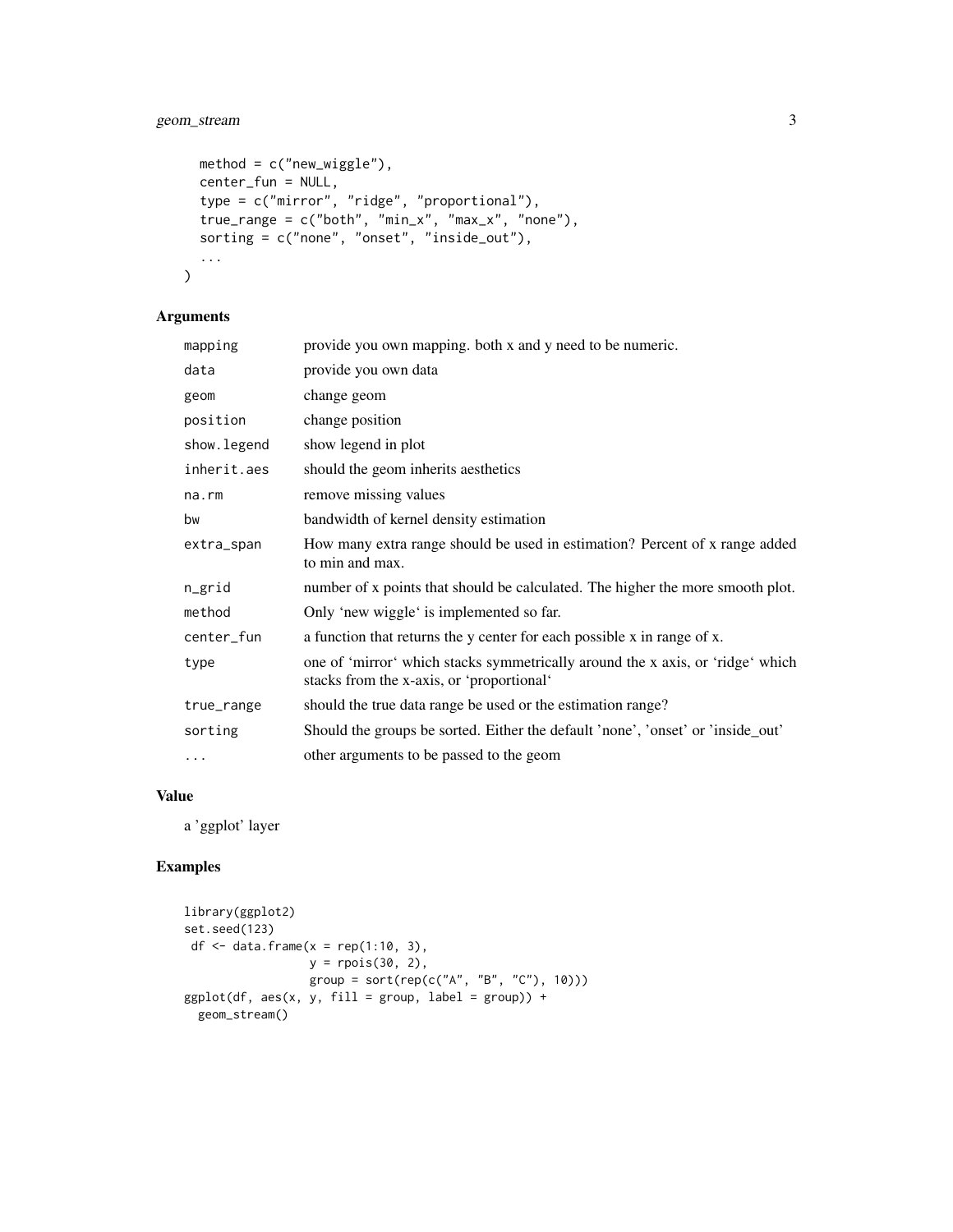```
  method = c("new_wiggle"),
  center_fun = NULL,
  type = c("mirror", "ridge", "proportional"),
  true_range = c("both", "min_x", "max_x", "none"),
  sorting = c("none", "onset", "inside_out"),
  ...
)
```

## Arguments

| | |
|---|---|
| mapping | provide you own mapping. both x and y need to be numeric. |
| data | provide you own data |
| geom | change geom |
| position | change position |
| show.legend | show legend in plot |
| inherit.aes | should the geom inherits aesthetics |
| na.rm | remove missing values |
| bw | bandwidth of kernel density estimation |
| extra_span | How many extra range should be used in estimation? Percent of x range added to min and max. |
| n_grid | number of x points that should be calculated. The higher the more smooth plot. |
| method | Only 'new wiggle' is implemented so far. |
| center_fun | a function that returns the y center for each possible x in range of x. |
| type | one of 'mirror' which stacks symmetrically around the x axis, or 'ridge' which stacks from the x-axis, or 'proportional' |
| true_range | should the true data range be used or the estimation range? |
| sorting | Should the groups be sorted. Either the default 'none', 'onset' or 'inside_out' |
| ... | other arguments to be passed to the geom |

## Value

a 'ggplot' layer

## Examples

```
library(ggplot2)
set.seed(123)
 df <- data.frame(x = rep(1:10, 3),
                  y = rpois(30, 2),
                  group = sort(rep(c("A", "B", "C"), 10)))
ggplot(df, aes(x, y, fill = group, label = group)) +
  geom_stream()
```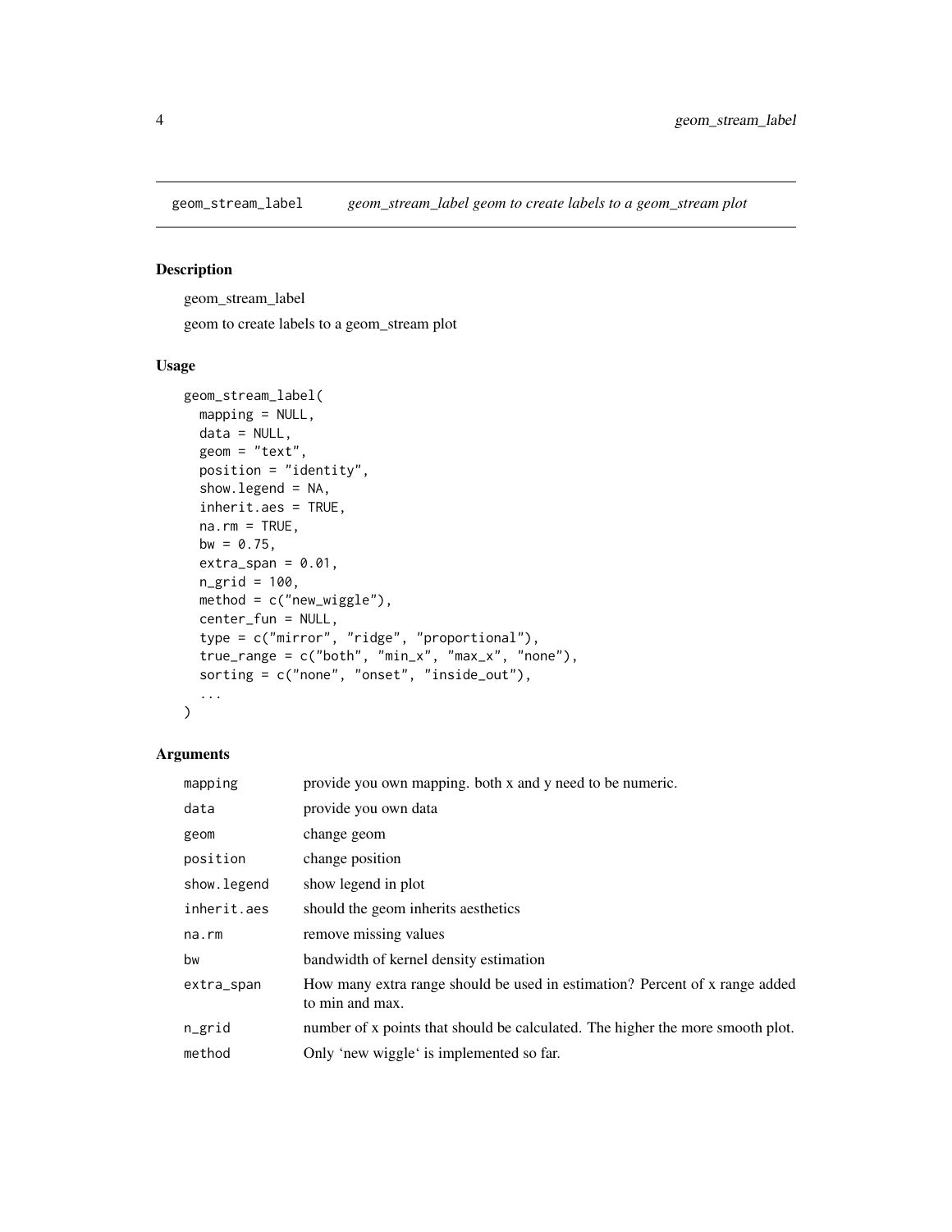geom_stream_label    *geom_stream_label geom to create labels to a geom_stream plot*

## Description

geom_stream_label

geom to create labels to a geom_stream plot

## Usage

```
geom_stream_label(
  mapping = NULL,
  data = NULL,
  geom = "text",
  position = "identity",
  show.legend = NA,
  inherit.aes = TRUE,
  na.rm = TRUE,
  bw = 0.75,
  extra_span = 0.01,
  n_grid = 100,
  method = c("new_wiggle"),
  center_fun = NULL,
  type = c("mirror", "ridge", "proportional"),
  true_range = c("both", "min_x", "max_x", "none"),
  sorting = c("none", "onset", "inside_out"),
  ...
)
```

## Arguments

| | |
|---|---|
| mapping | provide you own mapping. both x and y need to be numeric. |
| data | provide you own data |
| geom | change geom |
| position | change position |
| show.legend | show legend in plot |
| inherit.aes | should the geom inherits aesthetics |
| na.rm | remove missing values |
| bw | bandwidth of kernel density estimation |
| extra_span | How many extra range should be used in estimation? Percent of x range added to min and max. |
| n_grid | number of x points that should be calculated. The higher the more smooth plot. |
| method | Only 'new wiggle' is implemented so far. |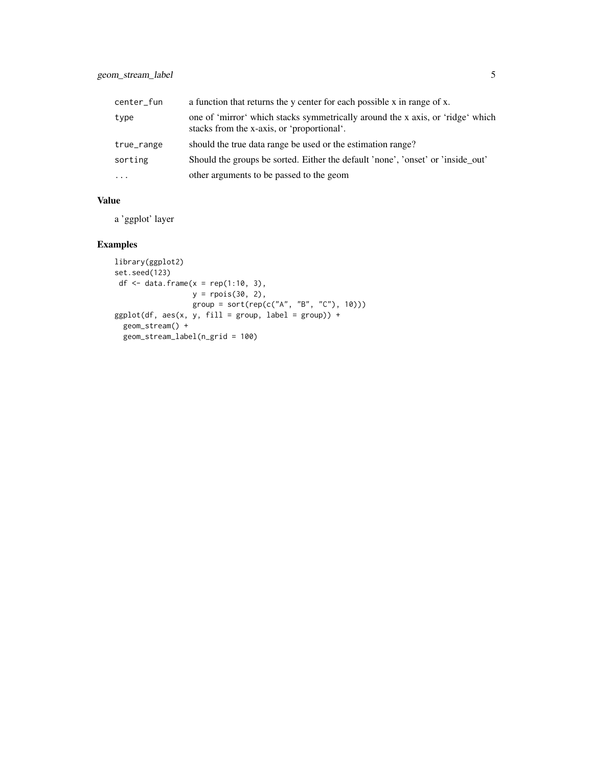| | |
|---|---|
| center_fun | a function that returns the y center for each possible x in range of x. |
| type | one of 'mirror' which stacks symmetrically around the x axis, or 'ridge' which stacks from the x-axis, or 'proportional'. |
| true_range | should the true data range be used or the estimation range? |
| sorting | Should the groups be sorted. Either the default 'none', 'onset' or 'inside_out' |
| ... | other arguments to be passed to the geom |

## Value

a 'ggplot' layer

## Examples

```
library(ggplot2)
set.seed(123)
 df <- data.frame(x = rep(1:10, 3),
                  y = rpois(30, 2),
                  group = sort(rep(c("A", "B", "C"), 10)))
ggplot(df, aes(x, y, fill = group, label = group)) +
  geom_stream() +
  geom_stream_label(n_grid = 100)
```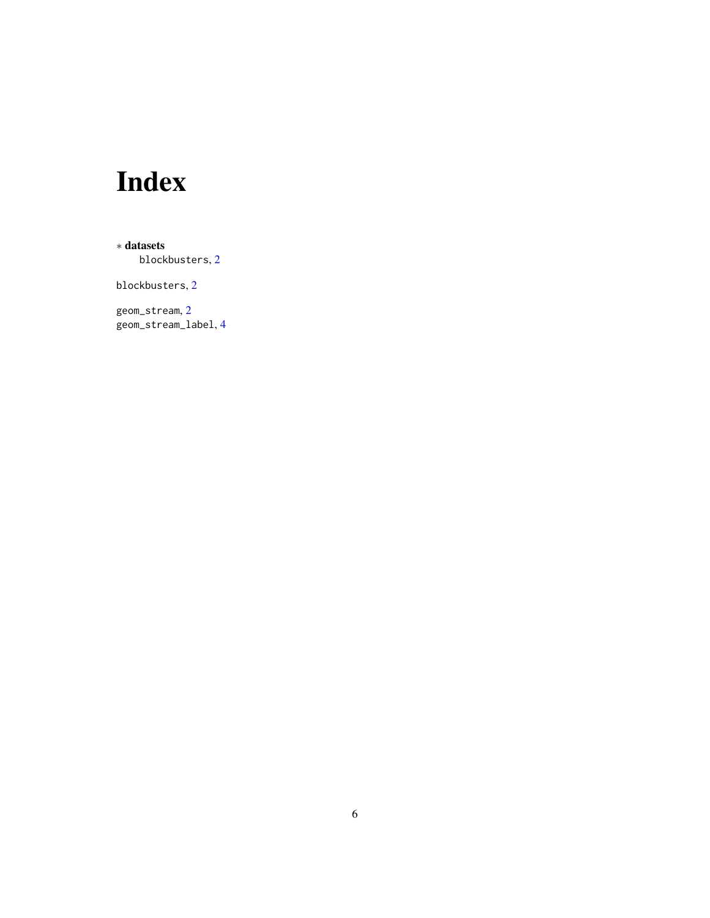# Index

* **datasets**
    blockbusters, 2

blockbusters, 2

geom_stream, 2
geom_stream_label, 4